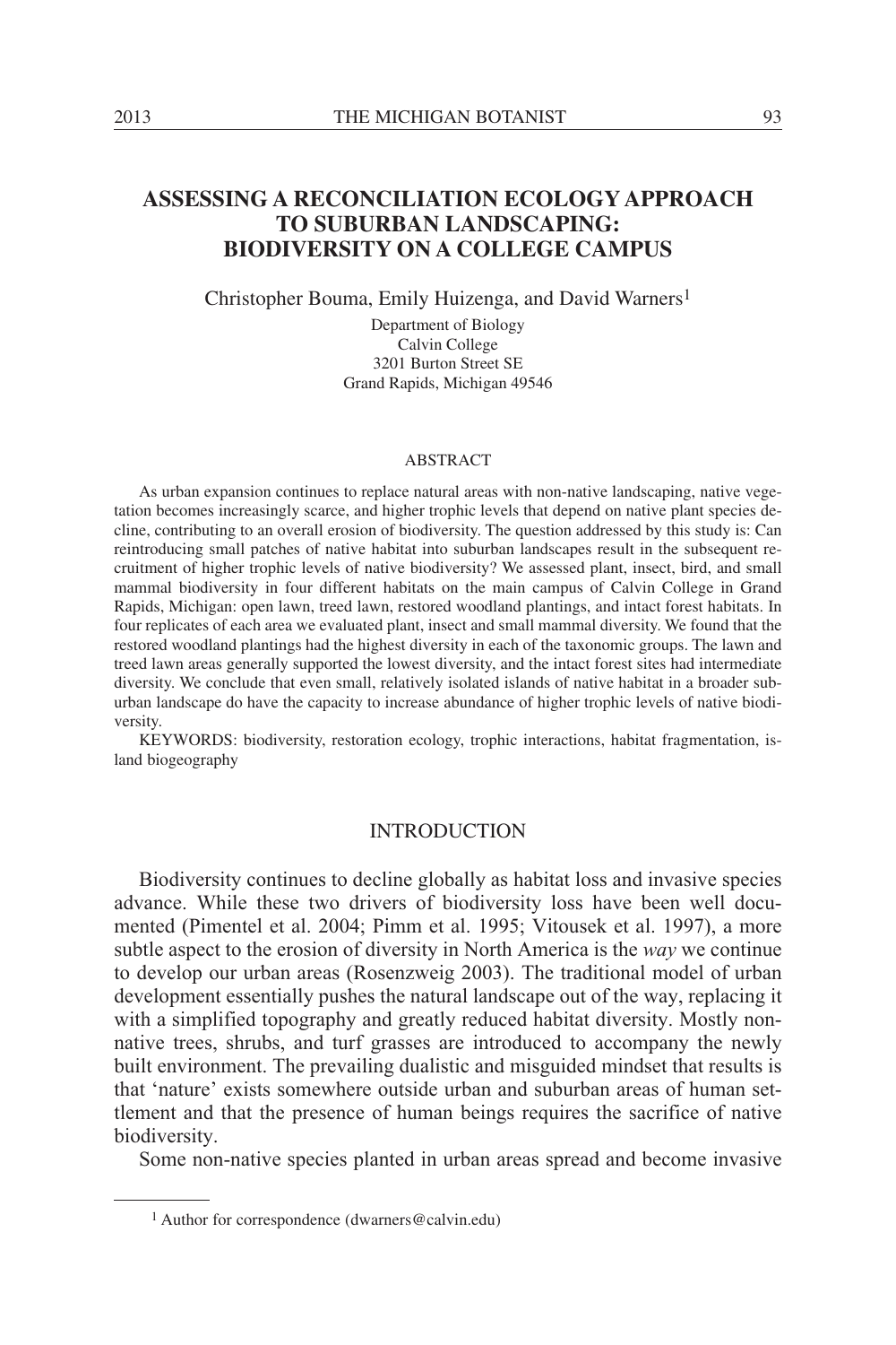# ASSESSING A RECONCILIATION ECOLOGY APPROACH TO SUBURBAN LANDSCAPING: BIODIVERSITY ON A COLLEGE CAMPUS

Christopher Bouma, Emily Huizenga, and David Warners[1]

Department of Biology
Calvin College
3201 Burton Street SE
Grand Rapids, Michigan 49546

## ABSTRACT

As urban expansion continues to replace natural areas with non-native landscaping, native vegetation becomes increasingly scarce, and higher trophic levels that depend on native plant species decline, contributing to an overall erosion of biodiversity. The question addressed by this study is: Can reintroducing small patches of native habitat into suburban landscapes result in the subsequent recruitment of higher trophic levels of native biodiversity? We assessed plant, insect, bird, and small mammal biodiversity in four different habitats on the main campus of Calvin College in Grand Rapids, Michigan: open lawn, treed lawn, restored woodland plantings, and intact forest habitats. In four replicates of each area we evaluated plant, insect and small mammal diversity. We found that the restored woodland plantings had the highest diversity in each of the taxonomic groups. The lawn and treed lawn areas generally supported the lowest diversity, and the intact forest sites had intermediate diversity. We conclude that even small, relatively isolated islands of native habitat in a broader suburban landscape do have the capacity to increase abundance of higher trophic levels of native biodiversity.

KEYWORDS: biodiversity, restoration ecology, trophic interactions, habitat fragmentation, island biogeography

## INTRODUCTION

Biodiversity continues to decline globally as habitat loss and invasive species advance. While these two drivers of biodiversity loss have been well documented (Pimentel et al. 2004; Pimm et al. 1995; Vitousek et al. 1997), a more subtle aspect to the erosion of diversity in North America is the *way* we continue to develop our urban areas (Rosenzweig 2003). The traditional model of urban development essentially pushes the natural landscape out of the way, replacing it with a simplified topography and greatly reduced habitat diversity. Mostly non-native trees, shrubs, and turf grasses are introduced to accompany the newly built environment. The prevailing dualistic and misguided mindset that results is that 'nature' exists somewhere outside urban and suburban areas of human settlement and that the presence of human beings requires the sacrifice of native biodiversity.

Some non-native species planted in urban areas spread and become invasive

[1] Author for correspondence (dwarners@calvin.edu)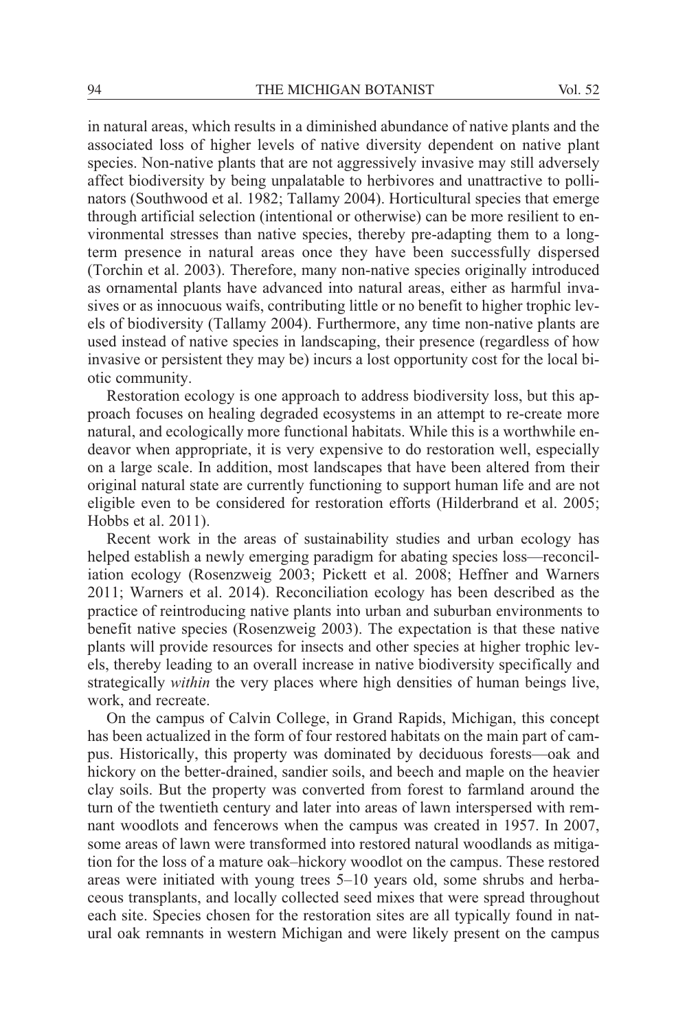in natural areas, which results in a diminished abundance of native plants and the associated loss of higher levels of native diversity dependent on native plant species. Non-native plants that are not aggressively invasive may still adversely affect biodiversity by being unpalatable to herbivores and unattractive to pollinators (Southwood et al. 1982; Tallamy 2004). Horticultural species that emerge through artificial selection (intentional or otherwise) can be more resilient to environmental stresses than native species, thereby pre-adapting them to a long-term presence in natural areas once they have been successfully dispersed (Torchin et al. 2003). Therefore, many non-native species originally introduced as ornamental plants have advanced into natural areas, either as harmful invasives or as innocuous waifs, contributing little or no benefit to higher trophic levels of biodiversity (Tallamy 2004). Furthermore, any time non-native plants are used instead of native species in landscaping, their presence (regardless of how invasive or persistent they may be) incurs a lost opportunity cost for the local biotic community.

Restoration ecology is one approach to address biodiversity loss, but this approach focuses on healing degraded ecosystems in an attempt to re-create more natural, and ecologically more functional habitats. While this is a worthwhile endeavor when appropriate, it is very expensive to do restoration well, especially on a large scale. In addition, most landscapes that have been altered from their original natural state are currently functioning to support human life and are not eligible even to be considered for restoration efforts (Hilderbrand et al. 2005; Hobbs et al. 2011).

Recent work in the areas of sustainability studies and urban ecology has helped establish a newly emerging paradigm for abating species loss—reconciliation ecology (Rosenzweig 2003; Pickett et al. 2008; Heffner and Warners 2011; Warners et al. 2014). Reconciliation ecology has been described as the practice of reintroducing native plants into urban and suburban environments to benefit native species (Rosenzweig 2003). The expectation is that these native plants will provide resources for insects and other species at higher trophic levels, thereby leading to an overall increase in native biodiversity specifically and strategically *within* the very places where high densities of human beings live, work, and recreate.

On the campus of Calvin College, in Grand Rapids, Michigan, this concept has been actualized in the form of four restored habitats on the main part of campus. Historically, this property was dominated by deciduous forests—oak and hickory on the better-drained, sandier soils, and beech and maple on the heavier clay soils. But the property was converted from forest to farmland around the turn of the twentieth century and later into areas of lawn interspersed with remnant woodlots and fencerows when the campus was created in 1957. In 2007, some areas of lawn were transformed into restored natural woodlands as mitigation for the loss of a mature oak–hickory woodlot on the campus. These restored areas were initiated with young trees 5–10 years old, some shrubs and herbaceous transplants, and locally collected seed mixes that were spread throughout each site. Species chosen for the restoration sites are all typically found in natural oak remnants in western Michigan and were likely present on the campus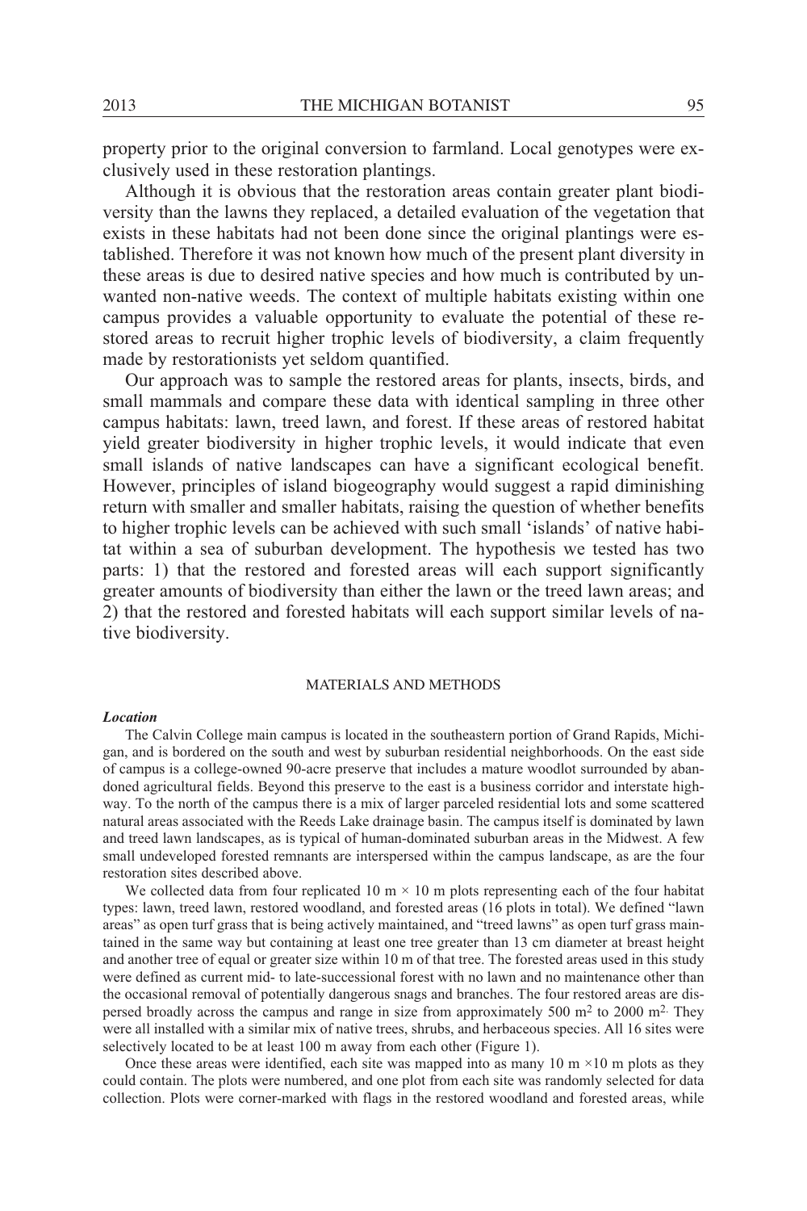property prior to the original conversion to farmland. Local genotypes were exclusively used in these restoration plantings.

Although it is obvious that the restoration areas contain greater plant biodiversity than the lawns they replaced, a detailed evaluation of the vegetation that exists in these habitats had not been done since the original plantings were established. Therefore it was not known how much of the present plant diversity in these areas is due to desired native species and how much is contributed by unwanted non-native weeds. The context of multiple habitats existing within one campus provides a valuable opportunity to evaluate the potential of these restored areas to recruit higher trophic levels of biodiversity, a claim frequently made by restorationists yet seldom quantified.

Our approach was to sample the restored areas for plants, insects, birds, and small mammals and compare these data with identical sampling in three other campus habitats: lawn, treed lawn, and forest. If these areas of restored habitat yield greater biodiversity in higher trophic levels, it would indicate that even small islands of native landscapes can have a significant ecological benefit. However, principles of island biogeography would suggest a rapid diminishing return with smaller and smaller habitats, raising the question of whether benefits to higher trophic levels can be achieved with such small 'islands' of native habitat within a sea of suburban development. The hypothesis we tested has two parts: 1) that the restored and forested areas will each support significantly greater amounts of biodiversity than either the lawn or the treed lawn areas; and 2) that the restored and forested habitats will each support similar levels of native biodiversity.

## MATERIALS AND METHODS

### *Location*

The Calvin College main campus is located in the southeastern portion of Grand Rapids, Michigan, and is bordered on the south and west by suburban residential neighborhoods. On the east side of campus is a college-owned 90-acre preserve that includes a mature woodlot surrounded by abandoned agricultural fields. Beyond this preserve to the east is a business corridor and interstate highway. To the north of the campus there is a mix of larger parceled residential lots and some scattered natural areas associated with the Reeds Lake drainage basin. The campus itself is dominated by lawn and treed lawn landscapes, as is typical of human-dominated suburban areas in the Midwest. A few small undeveloped forested remnants are interspersed within the campus landscape, as are the four restoration sites described above.

We collected data from four replicated 10 m × 10 m plots representing each of the four habitat types: lawn, treed lawn, restored woodland, and forested areas (16 plots in total). We defined "lawn areas" as open turf grass that is being actively maintained, and "treed lawns" as open turf grass maintained in the same way but containing at least one tree greater than 13 cm diameter at breast height and another tree of equal or greater size within 10 m of that tree. The forested areas used in this study were defined as current mid- to late-successional forest with no lawn and no maintenance other than the occasional removal of potentially dangerous snags and branches. The four restored areas are dispersed broadly across the campus and range in size from approximately 500 $m^2$ to 2000 $m^2$. They were all installed with a similar mix of native trees, shrubs, and herbaceous species. All 16 sites were selectively located to be at least 100 m away from each other (Figure 1).

Once these areas were identified, each site was mapped into as many 10 m ×10 m plots as they could contain. The plots were numbered, and one plot from each site was randomly selected for data collection. Plots were corner-marked with flags in the restored woodland and forested areas, while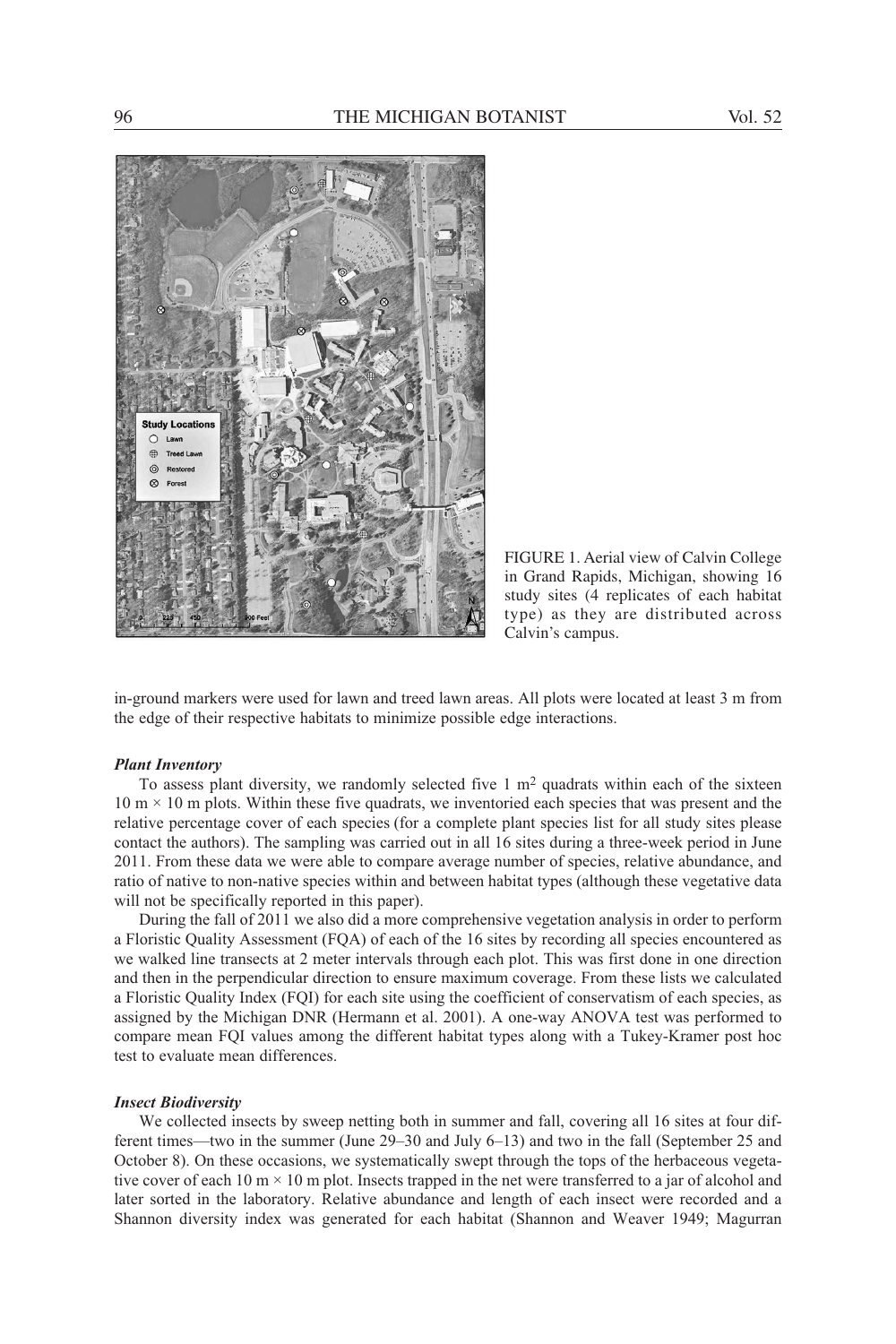FIGURE 1. Aerial view of Calvin College in Grand Rapids, Michigan, showing 16 study sites (4 replicates of each habitat type) as they are distributed across Calvin's campus.

in-ground markers were used for lawn and treed lawn areas. All plots were located at least 3 m from the edge of their respective habitats to minimize possible edge interactions.

### *Plant Inventory*

To assess plant diversity, we randomly selected five 1 $m^2$ quadrats within each of the sixteen 10 m × 10 m plots. Within these five quadrats, we inventoried each species that was present and the relative percentage cover of each species (for a complete plant species list for all study sites please contact the authors). The sampling was carried out in all 16 sites during a three-week period in June 2011. From these data we were able to compare average number of species, relative abundance, and ratio of native to non-native species within and between habitat types (although these vegetative data will not be specifically reported in this paper).

During the fall of 2011 we also did a more comprehensive vegetation analysis in order to perform a Floristic Quality Assessment (FQA) of each of the 16 sites by recording all species encountered as we walked line transects at 2 meter intervals through each plot. This was first done in one direction and then in the perpendicular direction to ensure maximum coverage. From these lists we calculated a Floristic Quality Index (FQI) for each site using the coefficient of conservatism of each species, as assigned by the Michigan DNR (Hermann et al. 2001). A one-way ANOVA test was performed to compare mean FQI values among the different habitat types along with a Tukey-Kramer post hoc test to evaluate mean differences.

### *Insect Biodiversity*

We collected insects by sweep netting both in summer and fall, covering all 16 sites at four different times—two in the summer (June 29–30 and July 6–13) and two in the fall (September 25 and October 8). On these occasions, we systematically swept through the tops of the herbaceous vegetative cover of each 10 m × 10 m plot. Insects trapped in the net were transferred to a jar of alcohol and later sorted in the laboratory. Relative abundance and length of each insect were recorded and a Shannon diversity index was generated for each habitat (Shannon and Weaver 1949; Magurran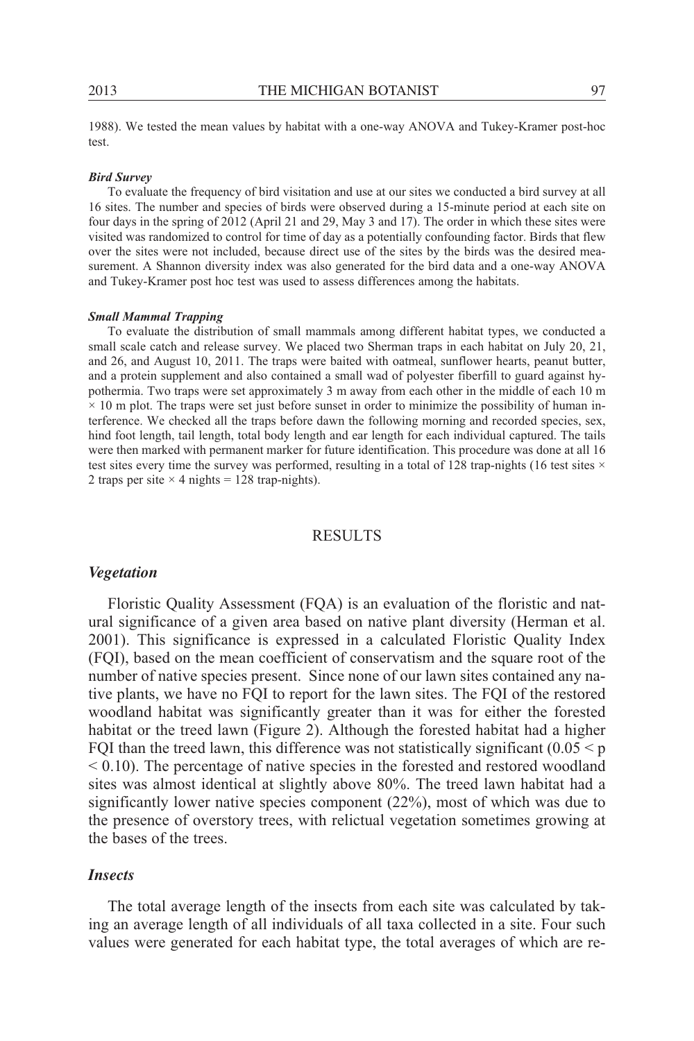1988). We tested the mean values by habitat with a one-way ANOVA and Tukey-Kramer post-hoc test.

#### *Bird Survey*

To evaluate the frequency of bird visitation and use at our sites we conducted a bird survey at all 16 sites. The number and species of birds were observed during a 15-minute period at each site on four days in the spring of 2012 (April 21 and 29, May 3 and 17). The order in which these sites were visited was randomized to control for time of day as a potentially confounding factor. Birds that flew over the sites were not included, because direct use of the sites by the birds was the desired measurement. A Shannon diversity index was also generated for the bird data and a one-way ANOVA and Tukey-Kramer post hoc test was used to assess differences among the habitats.

#### *Small Mammal Trapping*

To evaluate the distribution of small mammals among different habitat types, we conducted a small scale catch and release survey. We placed two Sherman traps in each habitat on July 20, 21, and 26, and August 10, 2011. The traps were baited with oatmeal, sunflower hearts, peanut butter, and a protein supplement and also contained a small wad of polyester fiberfill to guard against hypothermia. Two traps were set approximately 3 m away from each other in the middle of each 10 m × 10 m plot. The traps were set just before sunset in order to minimize the possibility of human interference. We checked all the traps before dawn the following morning and recorded species, sex, hind foot length, tail length, total body length and ear length for each individual captured. The tails were then marked with permanent marker for future identification. This procedure was done at all 16 test sites every time the survey was performed, resulting in a total of 128 trap-nights (16 test sites × 2 traps per site × 4 nights = 128 trap-nights).

## RESULTS

### *Vegetation*

Floristic Quality Assessment (FQA) is an evaluation of the floristic and natural significance of a given area based on native plant diversity (Herman et al. 2001). This significance is expressed in a calculated Floristic Quality Index (FQI), based on the mean coefficient of conservatism and the square root of the number of native species present. Since none of our lawn sites contained any native plants, we have no FQI to report for the lawn sites. The FQI of the restored woodland habitat was significantly greater than it was for either the forested habitat or the treed lawn (Figure 2). Although the forested habitat had a higher FQI than the treed lawn, this difference was not statistically significant ($0.05 < p < 0.10$). The percentage of native species in the forested and restored woodland sites was almost identical at slightly above 80%. The treed lawn habitat had a significantly lower native species component (22%), most of which was due to the presence of overstory trees, with relictual vegetation sometimes growing at the bases of the trees.

### *Insects*

The total average length of the insects from each site was calculated by taking an average length of all individuals of all taxa collected in a site. Four such values were generated for each habitat type, the total averages of which are re-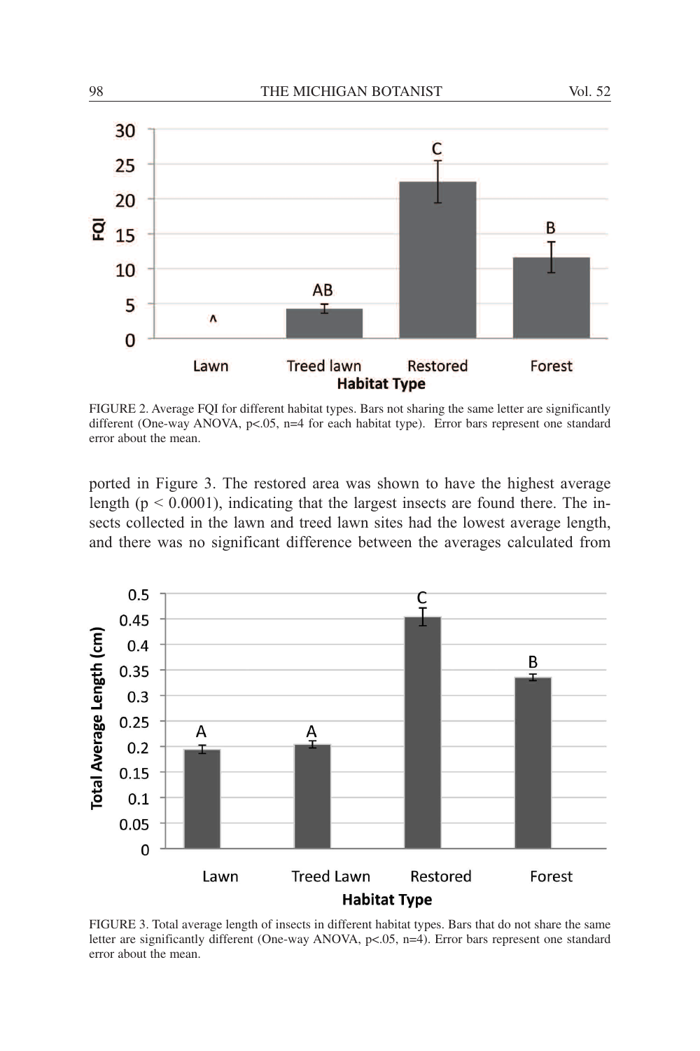FIGURE 2. Average FQI for different habitat types. Bars not sharing the same letter are significantly different (One-way ANOVA, $p<.05$, n=4 for each habitat type). Error bars represent one standard error about the mean.

ported in Figure 3. The restored area was shown to have the highest average length ($p < 0.0001$), indicating that the largest insects are found there. The insects collected in the lawn and treed lawn sites had the lowest average length, and there was no significant difference between the averages calculated from

FIGURE 3. Total average length of insects in different habitat types. Bars that do not share the same letter are significantly different (One-way ANOVA, $p<.05$, n=4). Error bars represent one standard error about the mean.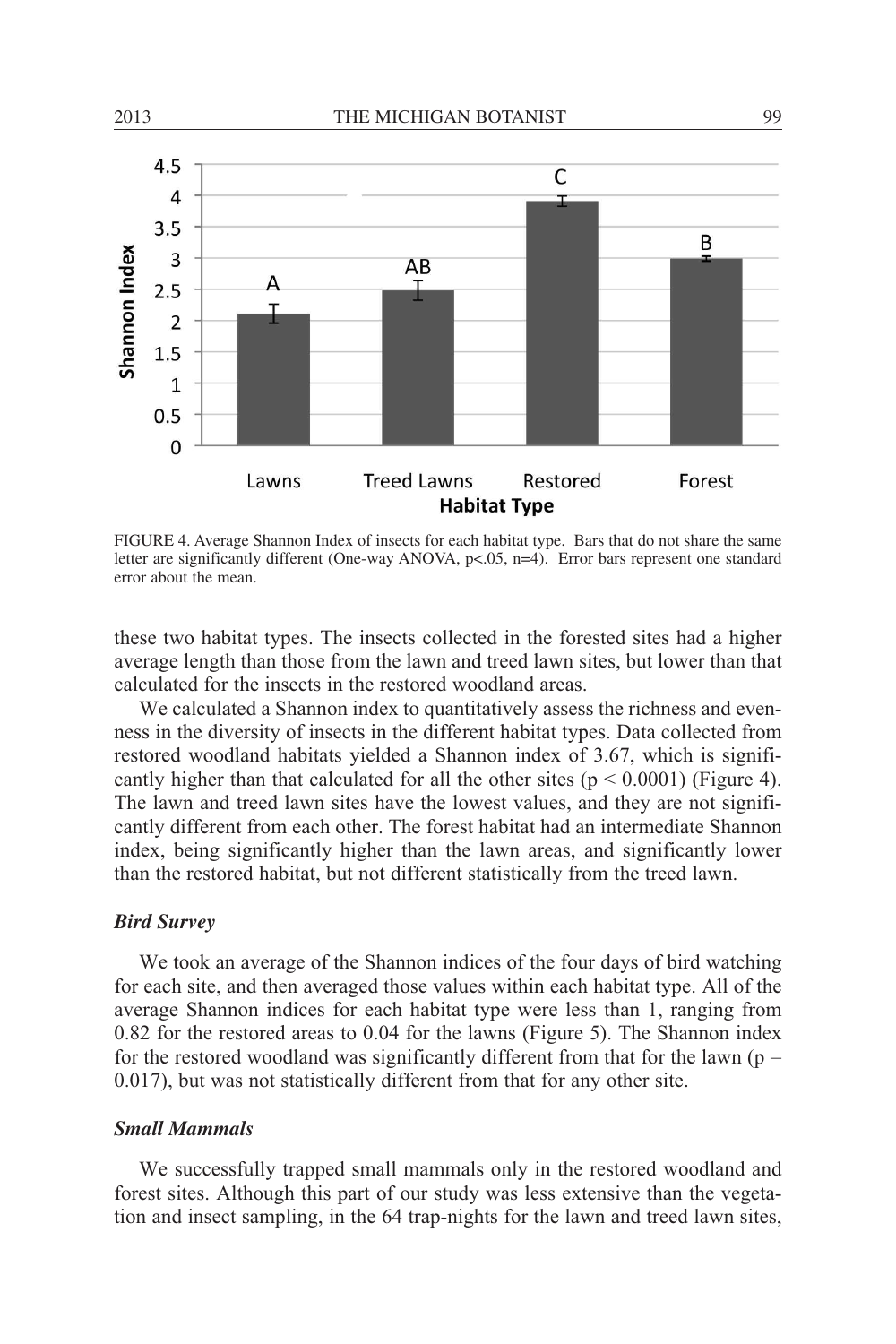FIGURE 4. Average Shannon Index of insects for each habitat type. Bars that do not share the same letter are significantly different (One-way ANOVA, p<.05, n=4). Error bars represent one standard error about the mean.

these two habitat types. The insects collected in the forested sites had a higher average length than those from the lawn and treed lawn sites, but lower than that calculated for the insects in the restored woodland areas.

We calculated a Shannon index to quantitatively assess the richness and evenness in the diversity of insects in the different habitat types. Data collected from restored woodland habitats yielded a Shannon index of 3.67, which is significantly higher than that calculated for all the other sites ($p < 0.0001$) (Figure 4). The lawn and treed lawn sites have the lowest values, and they are not significantly different from each other. The forest habitat had an intermediate Shannon index, being significantly higher than the lawn areas, and significantly lower than the restored habitat, but not different statistically from the treed lawn.

### *Bird Survey*

We took an average of the Shannon indices of the four days of bird watching for each site, and then averaged those values within each habitat type. All of the average Shannon indices for each habitat type were less than 1, ranging from 0.82 for the restored areas to 0.04 for the lawns (Figure 5). The Shannon index for the restored woodland was significantly different from that for the lawn ($p = 0.017$), but was not statistically different from that for any other site.

### *Small Mammals*

We successfully trapped small mammals only in the restored woodland and forest sites. Although this part of our study was less extensive than the vegetation and insect sampling, in the 64 trap-nights for the lawn and treed lawn sites,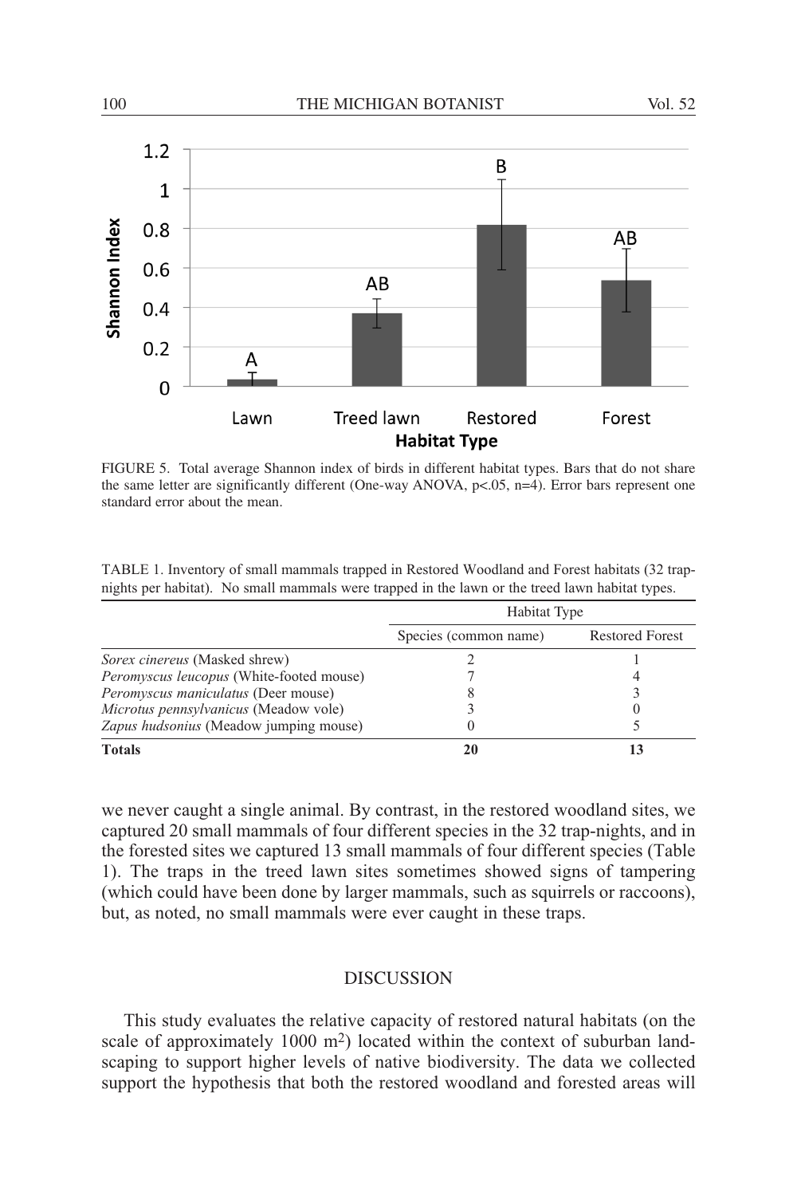FIGURE 5. Total average Shannon index of birds in different habitat types. Bars that do not share the same letter are significantly different (One-way ANOVA, p<.05, n=4). Error bars represent one standard error about the mean.

TABLE 1. Inventory of small mammals trapped in Restored Woodland and Forest habitats (32 trap-nights per habitat). No small mammals were trapped in the lawn or the treed lawn habitat types.

| | Habitat Type | |
|---|---|---|
| | Species (common name) | Restored Forest |
| *Sorex cinereus* (Masked shrew) | 2 | 1 |
| *Peromyscus leucopus* (White-footed mouse) | 7 | 4 |
| *Peromyscus maniculatus* (Deer mouse) | 8 | 3 |
| *Microtus pennsylvanicus* (Meadow vole) | 3 | 0 |
| *Zapus hudsonius* (Meadow jumping mouse) | 0 | 5 |
| **Totals** | **20** | **13** |

we never caught a single animal. By contrast, in the restored woodland sites, we captured 20 small mammals of four different species in the 32 trap-nights, and in the forested sites we captured 13 small mammals of four different species (Table 1). The traps in the treed lawn sites sometimes showed signs of tampering (which could have been done by larger mammals, such as squirrels or raccoons), but, as noted, no small mammals were ever caught in these traps.

## DISCUSSION

This study evaluates the relative capacity of restored natural habitats (on the scale of approximately 1000 $m^2$) located within the context of suburban landscaping to support higher levels of native biodiversity. The data we collected support the hypothesis that both the restored woodland and forested areas will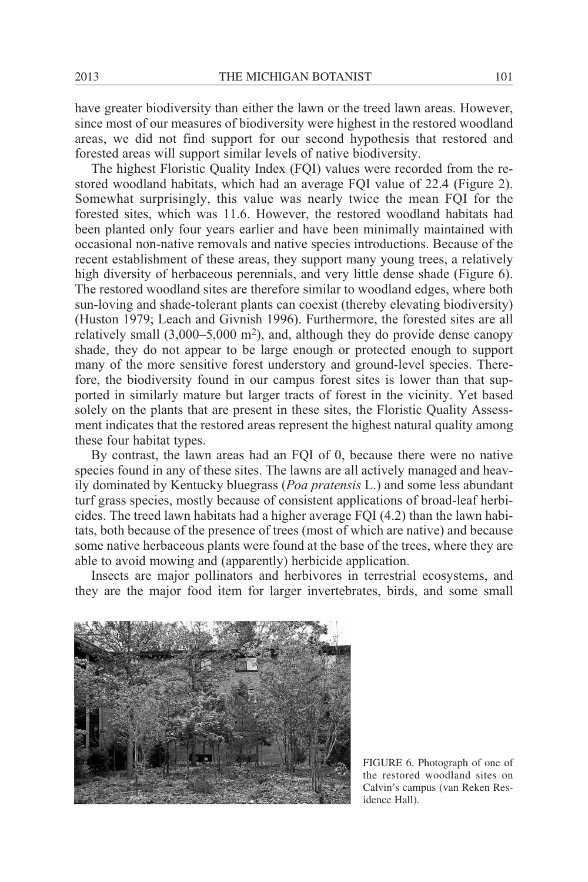have greater biodiversity than either the lawn or the treed lawn areas. However, since most of our measures of biodiversity were highest in the restored woodland areas, we did not find support for our second hypothesis that restored and forested areas will support similar levels of native biodiversity.

The highest Floristic Quality Index (FQI) values were recorded from the restored woodland habitats, which had an average FQI value of 22.4 (Figure 2). Somewhat surprisingly, this value was nearly twice the mean FQI for the forested sites, which was 11.6. However, the restored woodland habitats had been planted only four years earlier and have been minimally maintained with occasional non-native removals and native species introductions. Because of the recent establishment of these areas, they support many young trees, a relatively high diversity of herbaceous perennials, and very little dense shade (Figure 6). The restored woodland sites are therefore similar to woodland edges, where both sun-loving and shade-tolerant plants can coexist (thereby elevating biodiversity) (Huston 1979; Leach and Givnish 1996). Furthermore, the forested sites are all relatively small (3,000–5,000 $m^2$), and, although they do provide dense canopy shade, they do not appear to be large enough or protected enough to support many of the more sensitive forest understory and ground-level species. Therefore, the biodiversity found in our campus forest sites is lower than that supported in similarly mature but larger tracts of forest in the vicinity. Yet based solely on the plants that are present in these sites, the Floristic Quality Assessment indicates that the restored areas represent the highest natural quality among these four habitat types.

By contrast, the lawn areas had an FQI of 0, because there were no native species found in any of these sites. The lawns are all actively managed and heavily dominated by Kentucky bluegrass (*Poa pratensis* L.) and some less abundant turf grass species, mostly because of consistent applications of broad-leaf herbicides. The treed lawn habitats had a higher average FQI (4.2) than the lawn habitats, both because of the presence of trees (most of which are native) and because some native herbaceous plants were found at the base of the trees, where they are able to avoid mowing and (apparently) herbicide application.

Insects are major pollinators and herbivores in terrestrial ecosystems, and they are the major food item for larger invertebrates, birds, and some small

FIGURE 6. Photograph of one of the restored woodland sites on Calvin's campus (van Reken Residence Hall).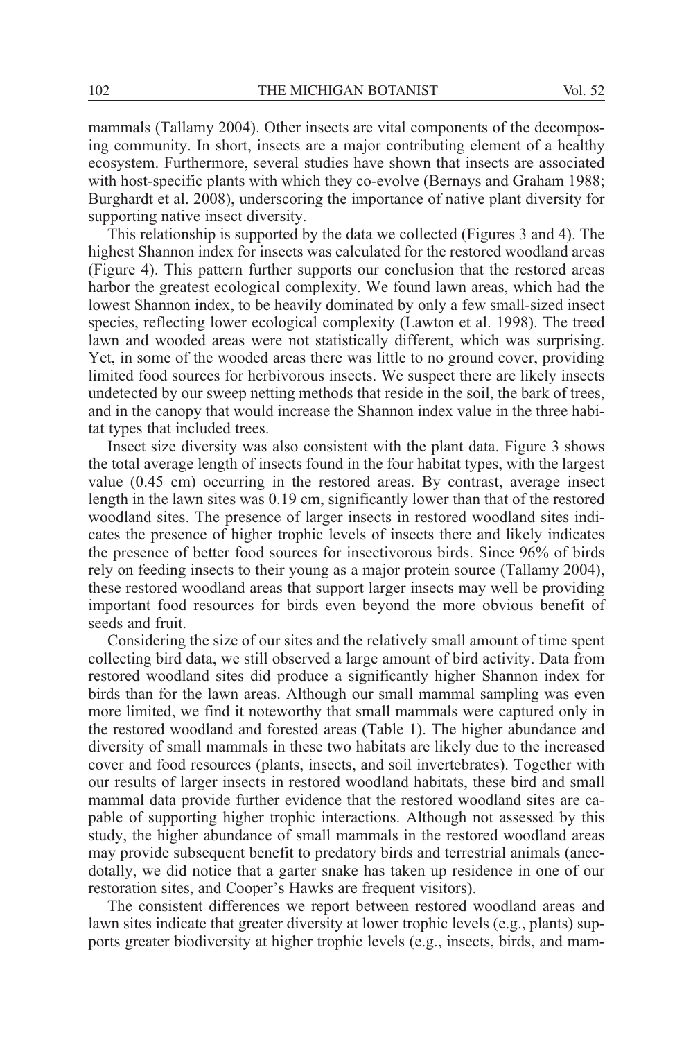mammals (Tallamy 2004). Other insects are vital components of the decomposing community. In short, insects are a major contributing element of a healthy ecosystem. Furthermore, several studies have shown that insects are associated with host-specific plants with which they co-evolve (Bernays and Graham 1988; Burghardt et al. 2008), underscoring the importance of native plant diversity for supporting native insect diversity.

This relationship is supported by the data we collected (Figures 3 and 4). The highest Shannon index for insects was calculated for the restored woodland areas (Figure 4). This pattern further supports our conclusion that the restored areas harbor the greatest ecological complexity. We found lawn areas, which had the lowest Shannon index, to be heavily dominated by only a few small-sized insect species, reflecting lower ecological complexity (Lawton et al. 1998). The treed lawn and wooded areas were not statistically different, which was surprising. Yet, in some of the wooded areas there was little to no ground cover, providing limited food sources for herbivorous insects. We suspect there are likely insects undetected by our sweep netting methods that reside in the soil, the bark of trees, and in the canopy that would increase the Shannon index value in the three habitat types that included trees.

Insect size diversity was also consistent with the plant data. Figure 3 shows the total average length of insects found in the four habitat types, with the largest value (0.45 cm) occurring in the restored areas. By contrast, average insect length in the lawn sites was 0.19 cm, significantly lower than that of the restored woodland sites. The presence of larger insects in restored woodland sites indicates the presence of higher trophic levels of insects there and likely indicates the presence of better food sources for insectivorous birds. Since 96% of birds rely on feeding insects to their young as a major protein source (Tallamy 2004), these restored woodland areas that support larger insects may well be providing important food resources for birds even beyond the more obvious benefit of seeds and fruit.

Considering the size of our sites and the relatively small amount of time spent collecting bird data, we still observed a large amount of bird activity. Data from restored woodland sites did produce a significantly higher Shannon index for birds than for the lawn areas. Although our small mammal sampling was even more limited, we find it noteworthy that small mammals were captured only in the restored woodland and forested areas (Table 1). The higher abundance and diversity of small mammals in these two habitats are likely due to the increased cover and food resources (plants, insects, and soil invertebrates). Together with our results of larger insects in restored woodland habitats, these bird and small mammal data provide further evidence that the restored woodland sites are capable of supporting higher trophic interactions. Although not assessed by this study, the higher abundance of small mammals in the restored woodland areas may provide subsequent benefit to predatory birds and terrestrial animals (anecdotally, we did notice that a garter snake has taken up residence in one of our restoration sites, and Cooper's Hawks are frequent visitors).

The consistent differences we report between restored woodland areas and lawn sites indicate that greater diversity at lower trophic levels (e.g., plants) supports greater biodiversity at higher trophic levels (e.g., insects, birds, and mam-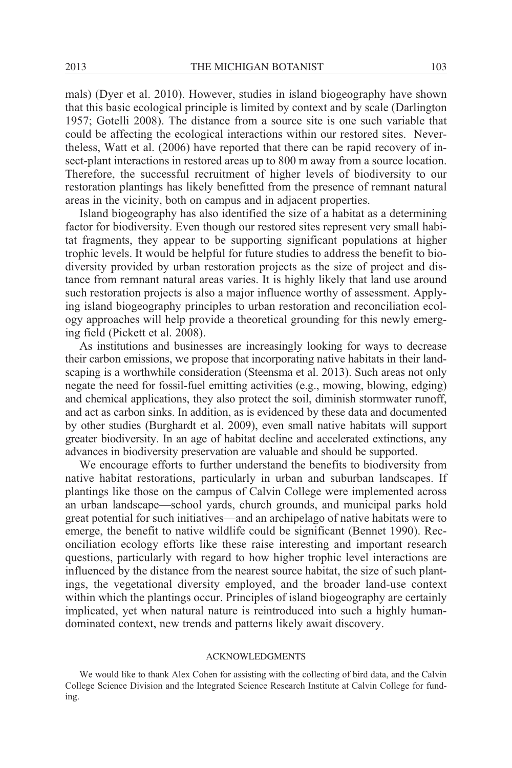mals) (Dyer et al. 2010). However, studies in island biogeography have shown that this basic ecological principle is limited by context and by scale (Darlington 1957; Gotelli 2008). The distance from a source site is one such variable that could be affecting the ecological interactions within our restored sites. Nevertheless, Watt et al. (2006) have reported that there can be rapid recovery of insect-plant interactions in restored areas up to 800 m away from a source location. Therefore, the successful recruitment of higher levels of biodiversity to our restoration plantings has likely benefitted from the presence of remnant natural areas in the vicinity, both on campus and in adjacent properties.

Island biogeography has also identified the size of a habitat as a determining factor for biodiversity. Even though our restored sites represent very small habitat fragments, they appear to be supporting significant populations at higher trophic levels. It would be helpful for future studies to address the benefit to biodiversity provided by urban restoration projects as the size of project and distance from remnant natural areas varies. It is highly likely that land use around such restoration projects is also a major influence worthy of assessment. Applying island biogeography principles to urban restoration and reconciliation ecology approaches will help provide a theoretical grounding for this newly emerging field (Pickett et al. 2008).

As institutions and businesses are increasingly looking for ways to decrease their carbon emissions, we propose that incorporating native habitats in their landscaping is a worthwhile consideration (Steensma et al. 2013). Such areas not only negate the need for fossil-fuel emitting activities (e.g., mowing, blowing, edging) and chemical applications, they also protect the soil, diminish stormwater runoff, and act as carbon sinks. In addition, as is evidenced by these data and documented by other studies (Burghardt et al. 2009), even small native habitats will support greater biodiversity. In an age of habitat decline and accelerated extinctions, any advances in biodiversity preservation are valuable and should be supported.

We encourage efforts to further understand the benefits to biodiversity from native habitat restorations, particularly in urban and suburban landscapes. If plantings like those on the campus of Calvin College were implemented across an urban landscape—school yards, church grounds, and municipal parks hold great potential for such initiatives—and an archipelago of native habitats were to emerge, the benefit to native wildlife could be significant (Bennet 1990). Reconciliation ecology efforts like these raise interesting and important research questions, particularly with regard to how higher trophic level interactions are influenced by the distance from the nearest source habitat, the size of such plantings, the vegetational diversity employed, and the broader land-use context within which the plantings occur. Principles of island biogeography are certainly implicated, yet when natural nature is reintroduced into such a highly human-dominated context, new trends and patterns likely await discovery.

## ACKNOWLEDGMENTS

We would like to thank Alex Cohen for assisting with the collecting of bird data, and the Calvin College Science Division and the Integrated Science Research Institute at Calvin College for funding.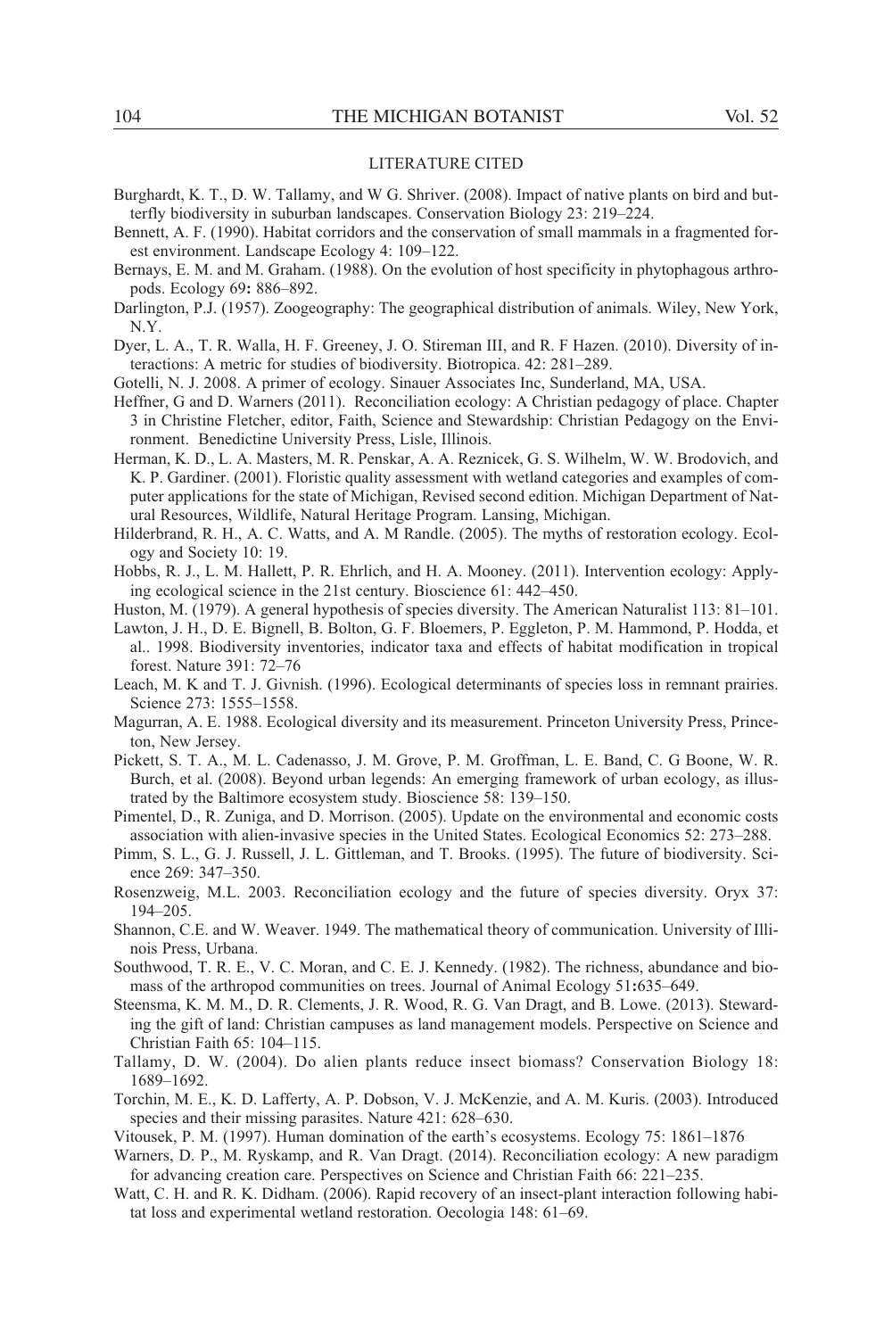## LITERATURE CITED

Burghardt, K. T., D. W. Tallamy, and W G. Shriver. (2008). Impact of native plants on bird and butterfly biodiversity in suburban landscapes. Conservation Biology 23: 219–224.

Bennett, A. F. (1990). Habitat corridors and the conservation of small mammals in a fragmented forest environment. Landscape Ecology 4: 109–122.

Bernays, E. M. and M. Graham. (1988). On the evolution of host specificity in phytophagous arthropods. Ecology 69**:** 886–892.

Darlington, P.J. (1957). Zoogeography: The geographical distribution of animals. Wiley, New York, N.Y.

Dyer, L. A., T. R. Walla, H. F. Greeney, J. O. Stireman III, and R. F Hazen. (2010). Diversity of interactions: A metric for studies of biodiversity. Biotropica. 42: 281–289.

Gotelli, N. J. 2008. A primer of ecology. Sinauer Associates Inc, Sunderland, MA, USA.

Heffner, G and D. Warners (2011). Reconciliation ecology: A Christian pedagogy of place. Chapter 3 in Christine Fletcher, editor, Faith, Science and Stewardship: Christian Pedagogy on the Environment. Benedictine University Press, Lisle, Illinois.

Herman, K. D., L. A. Masters, M. R. Penskar, A. A. Reznicek, G. S. Wilhelm, W. W. Brodovich, and K. P. Gardiner. (2001). Floristic quality assessment with wetland categories and examples of computer applications for the state of Michigan, Revised second edition. Michigan Department of Natural Resources, Wildlife, Natural Heritage Program. Lansing, Michigan.

Hilderbrand, R. H., A. C. Watts, and A. M Randle. (2005). The myths of restoration ecology. Ecology and Society 10: 19.

Hobbs, R. J., L. M. Hallett, P. R. Ehrlich, and H. A. Mooney. (2011). Intervention ecology: Applying ecological science in the 21st century. Bioscience 61: 442–450.

Huston, M. (1979). A general hypothesis of species diversity. The American Naturalist 113: 81–101.

Lawton, J. H., D. E. Bignell, B. Bolton, G. F. Bloemers, P. Eggleton, P. M. Hammond, P. Hodda, et al.. 1998. Biodiversity inventories, indicator taxa and effects of habitat modification in tropical forest. Nature 391: 72–76

Leach, M. K and T. J. Givnish. (1996). Ecological determinants of species loss in remnant prairies. Science 273: 1555–1558.

Magurran, A. E. 1988. Ecological diversity and its measurement. Princeton University Press, Princeton, New Jersey.

Pickett, S. T. A., M. L. Cadenasso, J. M. Grove, P. M. Groffman, L. E. Band, C. G Boone, W. R. Burch, et al. (2008). Beyond urban legends: An emerging framework of urban ecology, as illustrated by the Baltimore ecosystem study. Bioscience 58: 139–150.

Pimentel, D., R. Zuniga, and D. Morrison. (2005). Update on the environmental and economic costs association with alien-invasive species in the United States. Ecological Economics 52: 273–288.

Pimm, S. L., G. J. Russell, J. L. Gittleman, and T. Brooks. (1995). The future of biodiversity. Science 269: 347–350.

Rosenzweig, M.L. 2003. Reconciliation ecology and the future of species diversity. Oryx 37: 194–205.

Shannon, C.E. and W. Weaver. 1949. The mathematical theory of communication. University of Illinois Press, Urbana.

Southwood, T. R. E., V. C. Moran, and C. E. J. Kennedy. (1982). The richness, abundance and biomass of the arthropod communities on trees. Journal of Animal Ecology 51**:**635–649.

Steensma, K. M. M., D. R. Clements, J. R. Wood, R. G. Van Dragt, and B. Lowe. (2013). Stewarding the gift of land: Christian campuses as land management models. Perspective on Science and Christian Faith 65: 104–115.

Tallamy, D. W. (2004). Do alien plants reduce insect biomass? Conservation Biology 18: 1689–1692.

Torchin, M. E., K. D. Lafferty, A. P. Dobson, V. J. McKenzie, and A. M. Kuris. (2003). Introduced species and their missing parasites. Nature 421: 628–630.

Vitousek, P. M. (1997). Human domination of the earth's ecosystems. Ecology 75: 1861–1876

Warners, D. P., M. Ryskamp, and R. Van Dragt. (2014). Reconciliation ecology: A new paradigm for advancing creation care. Perspectives on Science and Christian Faith 66: 221–235.

Watt, C. H. and R. K. Didham. (2006). Rapid recovery of an insect-plant interaction following habitat loss and experimental wetland restoration. Oecologia 148: 61–69.